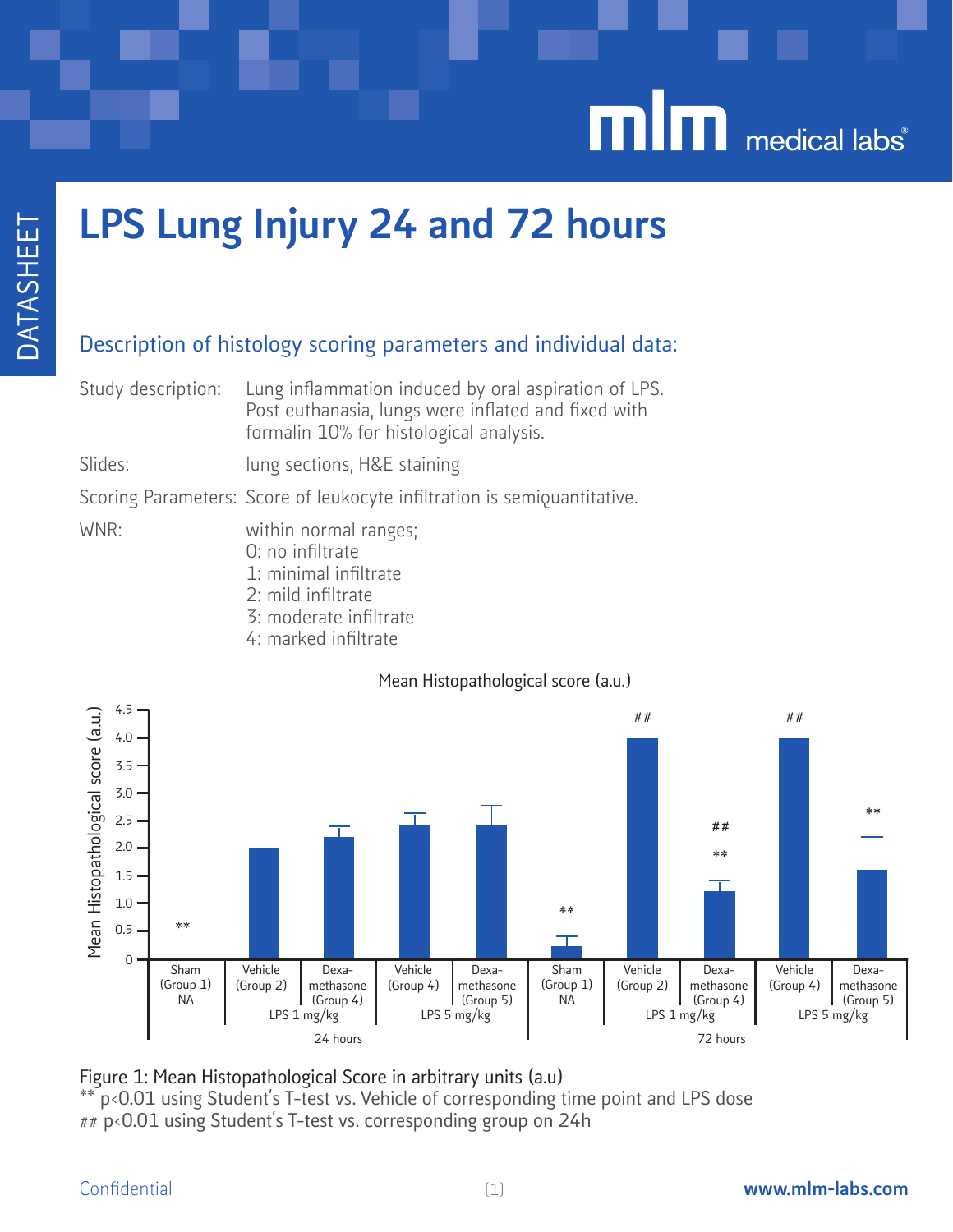# LPS Lung Injury 24 and 72 hours

## Description of histology scoring parameters and individual data:

Study description: Lung inflammation induced by oral aspiration of LPS. Post euthanasia, lungs were inflated and fixed with formalin 10% for histological analysis.

Slides: lung sections, H&E staining

Scoring Parameters: Score of leukocyte infiltration is semiquantitative.

WNR: within normal ranges;
0: no infiltrate
1: minimal infiltrate
2: mild infiltrate
3: moderate infiltrate
4: marked infiltrate

Figure 1: Mean Histopathological Score in arbitrary units (a.u)
** $p<0.01$ using Student's T-test vs. Vehicle of corresponding time point and LPS dose
## $p<0.01$ using Student's T-test vs. corresponding group on 24h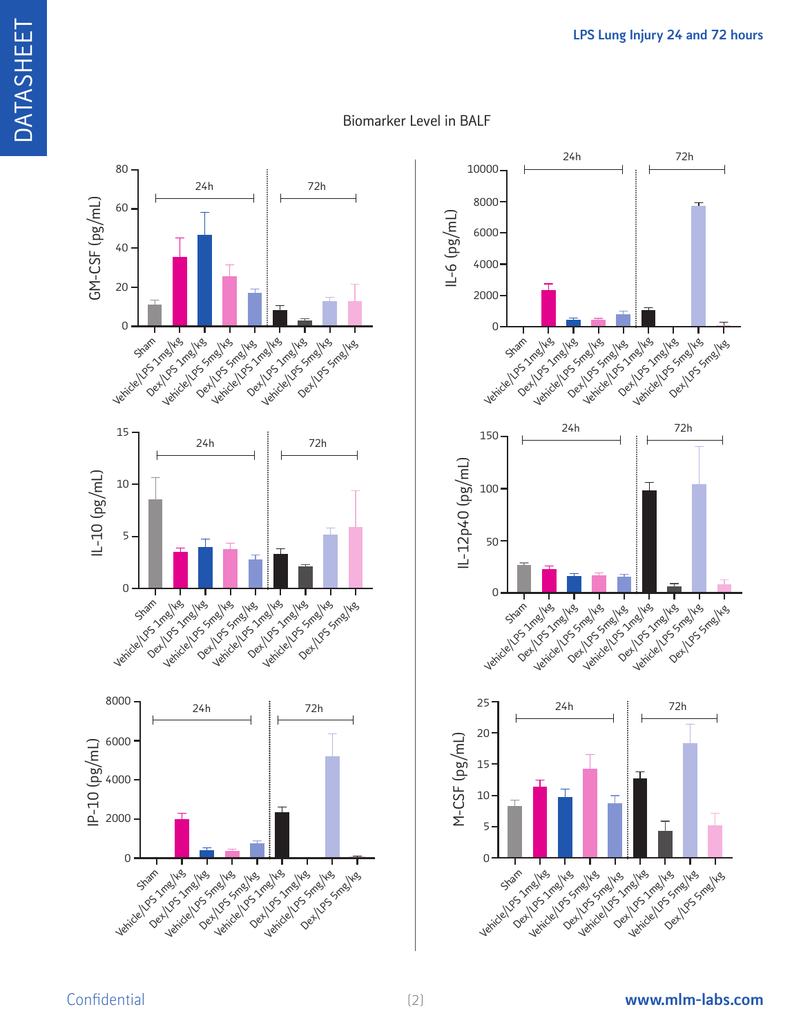Biomarker Level in BALF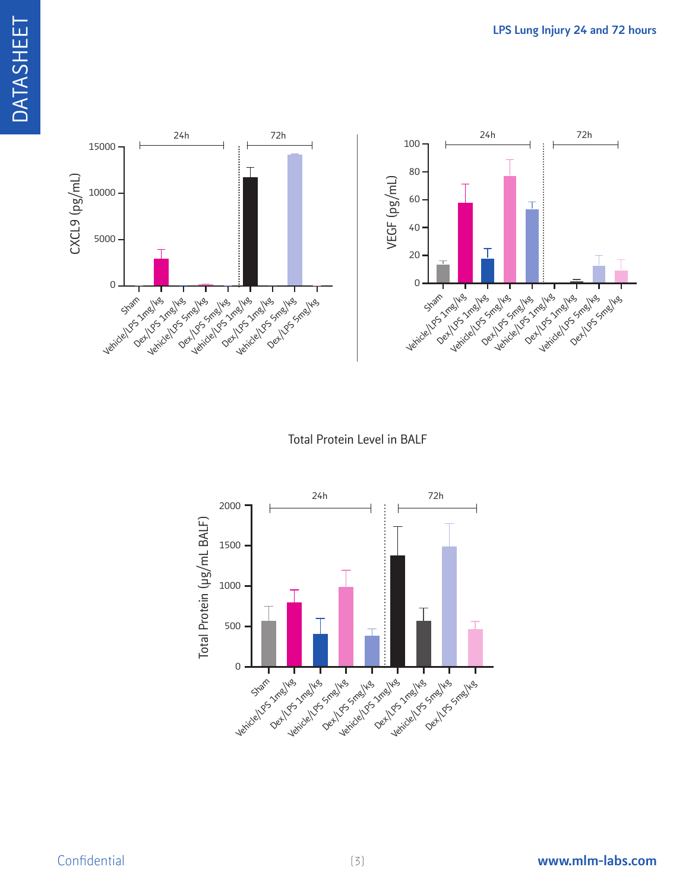Total Protein Level in BALF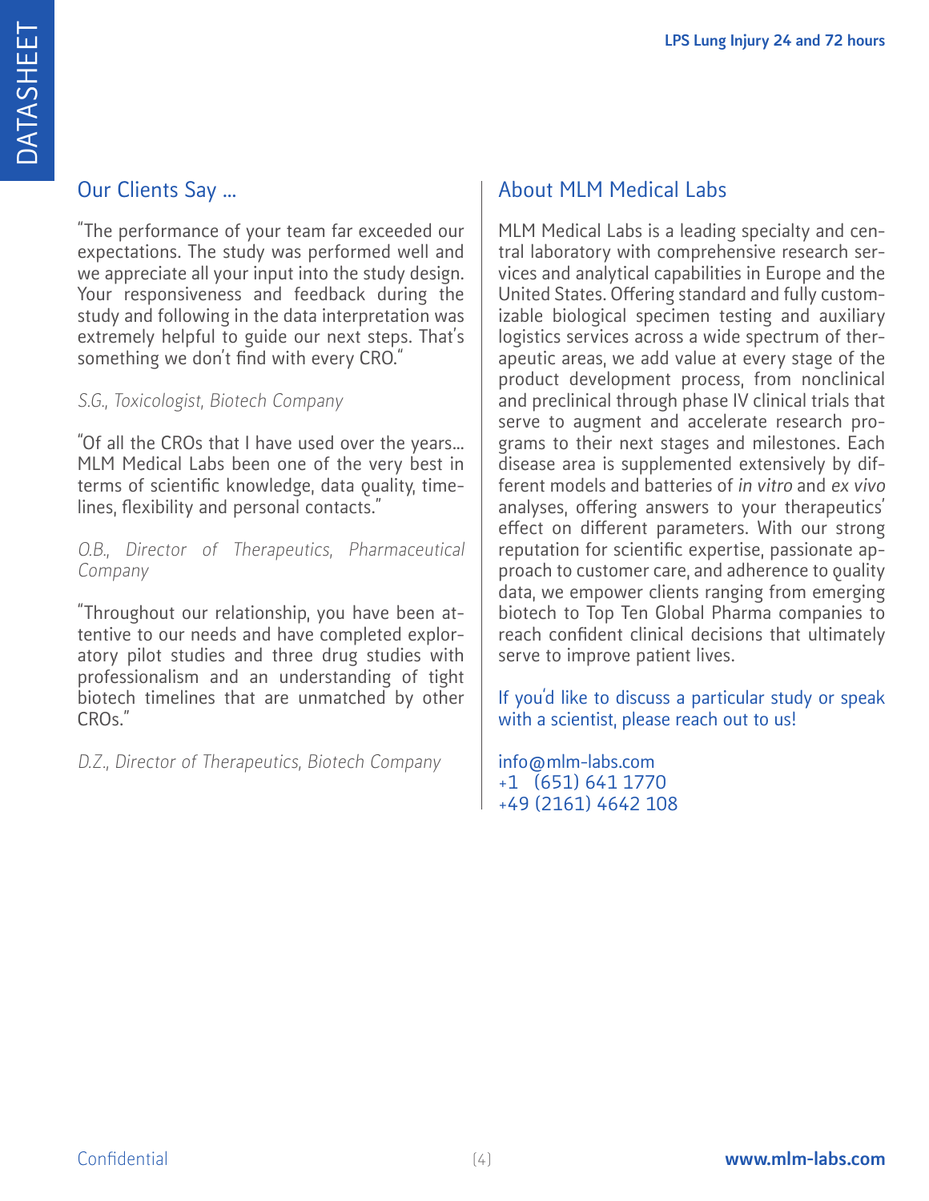## Our Clients Say ...

"The performance of your team far exceeded our expectations. The study was performed well and we appreciate all your input into the study design. Your responsiveness and feedback during the study and following in the data interpretation was extremely helpful to guide our next steps. That's something we don't find with every CRO."

*S.G., Toxicologist, Biotech Company*

"Of all the CROs that I have used over the years... MLM Medical Labs been one of the very best in terms of scientific knowledge, data quality, timelines, flexibility and personal contacts."

*O.B., Director of Therapeutics, Pharmaceutical Company*

"Throughout our relationship, you have been attentive to our needs and have completed exploratory pilot studies and three drug studies with professionalism and an understanding of tight biotech timelines that are unmatched by other CROs."

*D.Z., Director of Therapeutics, Biotech Company*

## About MLM Medical Labs

MLM Medical Labs is a leading specialty and central laboratory with comprehensive research services and analytical capabilities in Europe and the United States. Offering standard and fully customizable biological specimen testing and auxiliary logistics services across a wide spectrum of therapeutic areas, we add value at every stage of the product development process, from nonclinical and preclinical through phase IV clinical trials that serve to augment and accelerate research programs to their next stages and milestones. Each disease area is supplemented extensively by different models and batteries of *in vitro* and *ex vivo* analyses, offering answers to your therapeutics' effect on different parameters. With our strong reputation for scientific expertise, passionate approach to customer care, and adherence to quality data, we empower clients ranging from emerging biotech to Top Ten Global Pharma companies to reach confident clinical decisions that ultimately serve to improve patient lives.

If you'd like to discuss a particular study or speak with a scientist, please reach out to us!

info@mlm-labs.com
+1 (651) 641 1770
+49 (2161) 4642 108

Confidential

**www.mlm-labs.com**